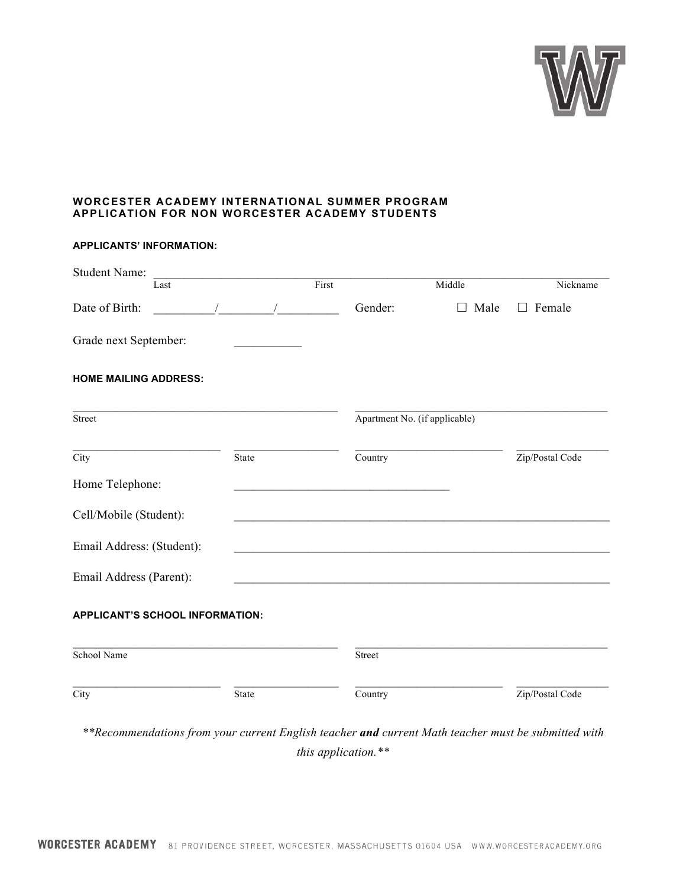## WORCESTER ACADEMY INTERNATIONAL SUMMER PROGRAM
## APPLICATION FOR NON WORCESTER ACADEMY STUDENTS

**APPLICANTS' INFORMATION:**

Student Name: ______________________________________________________________
Last First Middle Nickname

Date of Birth: __________/_________/__________ Gender: ☐ Male ☐ Female

Grade next September: ___________

**HOME MAILING ADDRESS:**

______________________________________________ ____________________________________________
Street Apartment No. (if applicable)

__________________________ __________________ __________________________ ________________
City State Country Zip/Postal Code

Home Telephone: ____________________________________

Cell/Mobile (Student): _______________________________________________________________

Email Address: (Student): _______________________________________________________________

Email Address (Parent): _______________________________________________________________

**APPLICANT'S SCHOOL INFORMATION:**

______________________________________________ ____________________________________________
School Name Street

__________________________ __________________ __________________________ ________________
City State Country Zip/Postal Code

*\*\*Recommendations from your current English teacher **and** current Math teacher must be submitted with this application.\*\**

WORCESTER ACADEMY 81 PROVIDENCE STREET, WORCESTER, MASSACHUSETTS 01604 USA WWW.WORCESTERACADEMY.ORG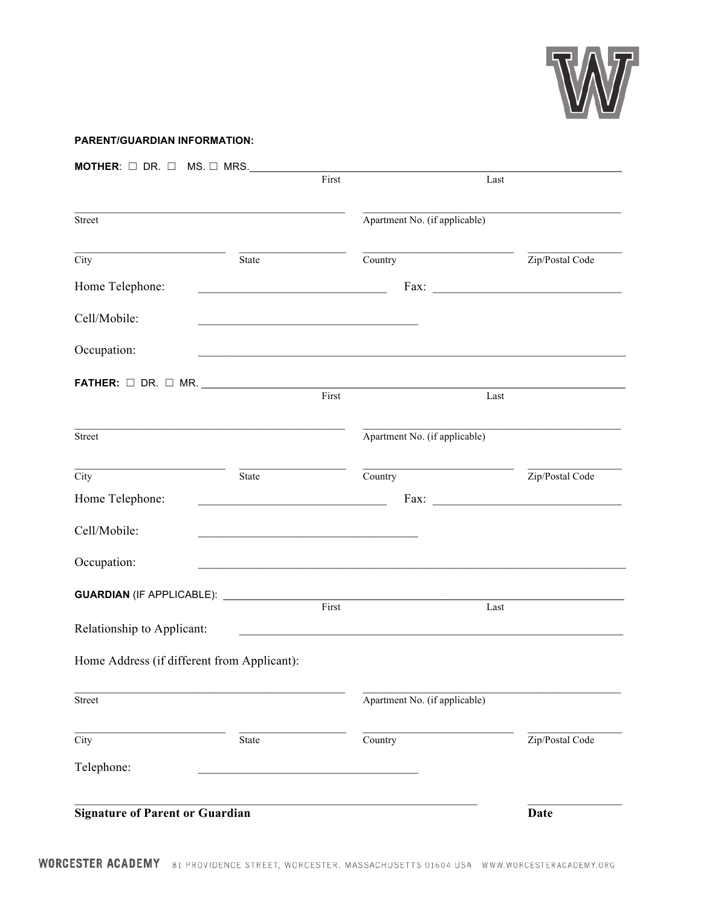**PARENT/GUARDIAN INFORMATION:**

**MOTHER**: ☐ DR. ☐ MS. ☐ MRS.\_\_\_\_\_\_\_\_\_\_\_\_\_\_\_\_\_\_\_\_\_\_\_\_\_\_\_\_\_\_\_\_\_\_\_\_\_\_\_\_\_\_\_\_\_\_\_\_

First Last

Street

Apartment No. (if applicable)

City

State

Country

Zip/Postal Code

Home Telephone: \_\_\_\_\_\_\_\_\_\_\_\_\_\_\_\_\_\_\_\_\_\_\_\_ Fax: \_\_\_\_\_\_\_\_\_\_\_\_\_\_\_\_\_\_\_\_\_\_\_\_

Cell/Mobile: \_\_\_\_\_\_\_\_\_\_\_\_\_\_\_\_\_\_\_\_\_\_\_\_\_\_\_\_

Occupation: \_\_\_\_\_\_\_\_\_\_\_\_\_\_\_\_\_\_\_\_\_\_\_\_\_\_\_\_\_\_\_\_\_\_\_\_\_\_\_\_\_\_\_\_\_\_\_\_

**FATHER:** ☐ DR. ☐ MR. \_\_\_\_\_\_\_\_\_\_\_\_\_\_\_\_\_\_\_\_\_\_\_\_\_\_\_\_\_\_\_\_\_\_\_\_\_\_\_\_\_\_\_\_\_\_\_\_

First Last

Street

Apartment No. (if applicable)

City

State

Country

Zip/Postal Code

Home Telephone: \_\_\_\_\_\_\_\_\_\_\_\_\_\_\_\_\_\_\_\_\_\_\_\_ Fax: \_\_\_\_\_\_\_\_\_\_\_\_\_\_\_\_\_\_\_\_\_\_\_\_

Cell/Mobile: \_\_\_\_\_\_\_\_\_\_\_\_\_\_\_\_\_\_\_\_\_\_\_\_\_\_\_\_

Occupation: \_\_\_\_\_\_\_\_\_\_\_\_\_\_\_\_\_\_\_\_\_\_\_\_\_\_\_\_\_\_\_\_\_\_\_\_\_\_\_\_\_\_\_\_\_\_\_\_

**GUARDIAN** (IF APPLICABLE): \_\_\_\_\_\_\_\_\_\_\_\_\_\_\_\_\_\_\_\_\_\_\_\_\_\_\_\_\_\_\_\_\_\_\_\_\_\_\_\_\_\_\_\_\_\_\_\_

First Last

Relationship to Applicant: \_\_\_\_\_\_\_\_\_\_\_\_\_\_\_\_\_\_\_\_\_\_\_\_\_\_\_\_\_\_\_\_\_\_\_\_\_\_\_\_\_\_\_\_

Home Address (if different from Applicant):

Street

Apartment No. (if applicable)

City

State

Country

Zip/Postal Code

Telephone: \_\_\_\_\_\_\_\_\_\_\_\_\_\_\_\_\_\_\_\_\_\_\_\_\_\_\_\_

**Signature of Parent or Guardian**

**Date**

WORCESTER ACADEMY 81 PROVIDENCE STREET, WORCESTER, MASSACHUSETTS 01604 USA WWW.WORCESTERACADEMY.ORG